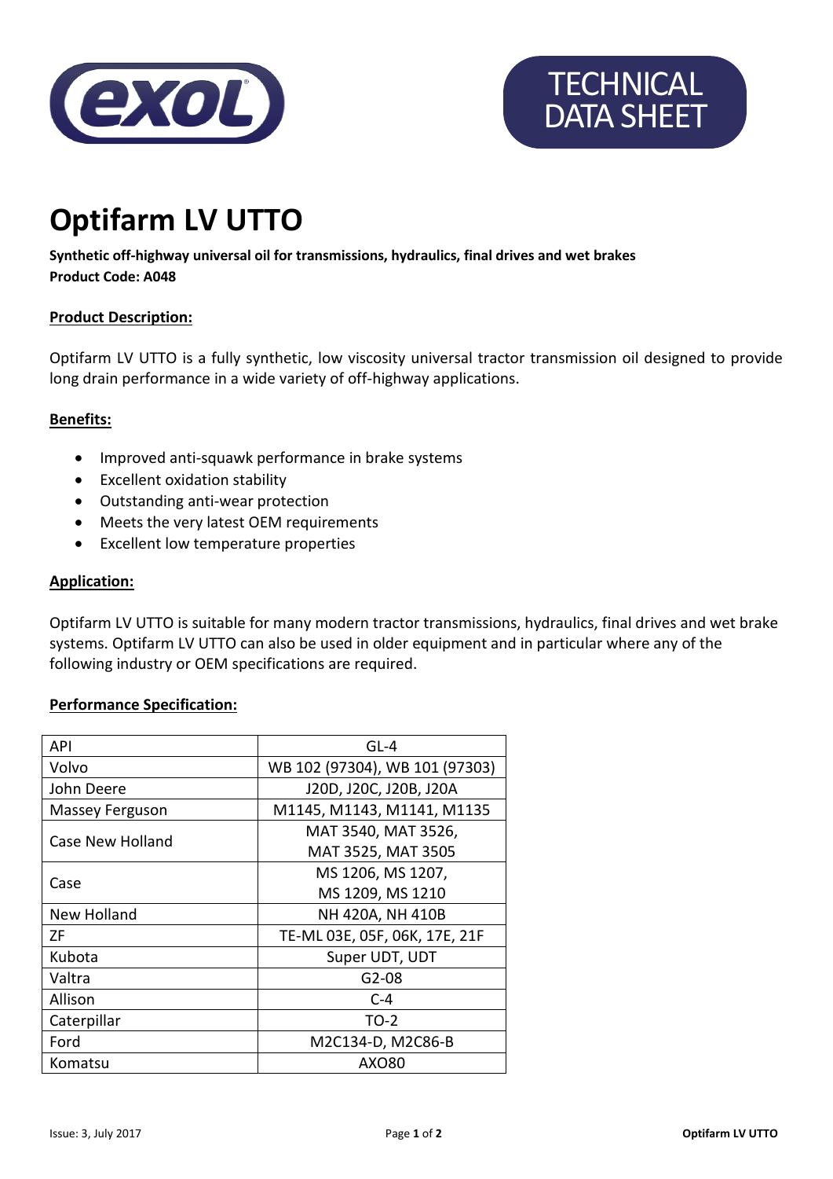TECHNICAL DATA SHEET

# Optifarm LV UTTO

**Synthetic off-highway universal oil for transmissions, hydraulics, final drives and wet brakes**
**Product Code: A048**

## Product Description:

Optifarm LV UTTO is a fully synthetic, low viscosity universal tractor transmission oil designed to provide long drain performance in a wide variety of off-highway applications.

## Benefits:

- Improved anti-squawk performance in brake systems
- Excellent oxidation stability
- Outstanding anti-wear protection
- Meets the very latest OEM requirements
- Excellent low temperature properties

## Application:

Optifarm LV UTTO is suitable for many modern tractor transmissions, hydraulics, final drives and wet brake systems. Optifarm LV UTTO can also be used in older equipment and in particular where any of the following industry or OEM specifications are required.

## Performance Specification:

| | |
|---|---|
| API | GL-4 |
| Volvo | WB 102 (97304), WB 101 (97303) |
| John Deere | J20D, J20C, J20B, J20A |
| Massey Ferguson | M1145, M1143, M1141, M1135 |
| Case New Holland | MAT 3540, MAT 3526, MAT 3525, MAT 3505 |
| Case | MS 1206, MS 1207, MS 1209, MS 1210 |
| New Holland | NH 420A, NH 410B |
| ZF | TE-ML 03E, 05F, 06K, 17E, 21F |
| Kubota | Super UDT, UDT |
| Valtra | G2-08 |
| Allison | C-4 |
| Caterpillar | TO-2 |
| Ford | M2C134-D, M2C86-B |
| Komatsu | AXO80 |

Issue: 3, July 2017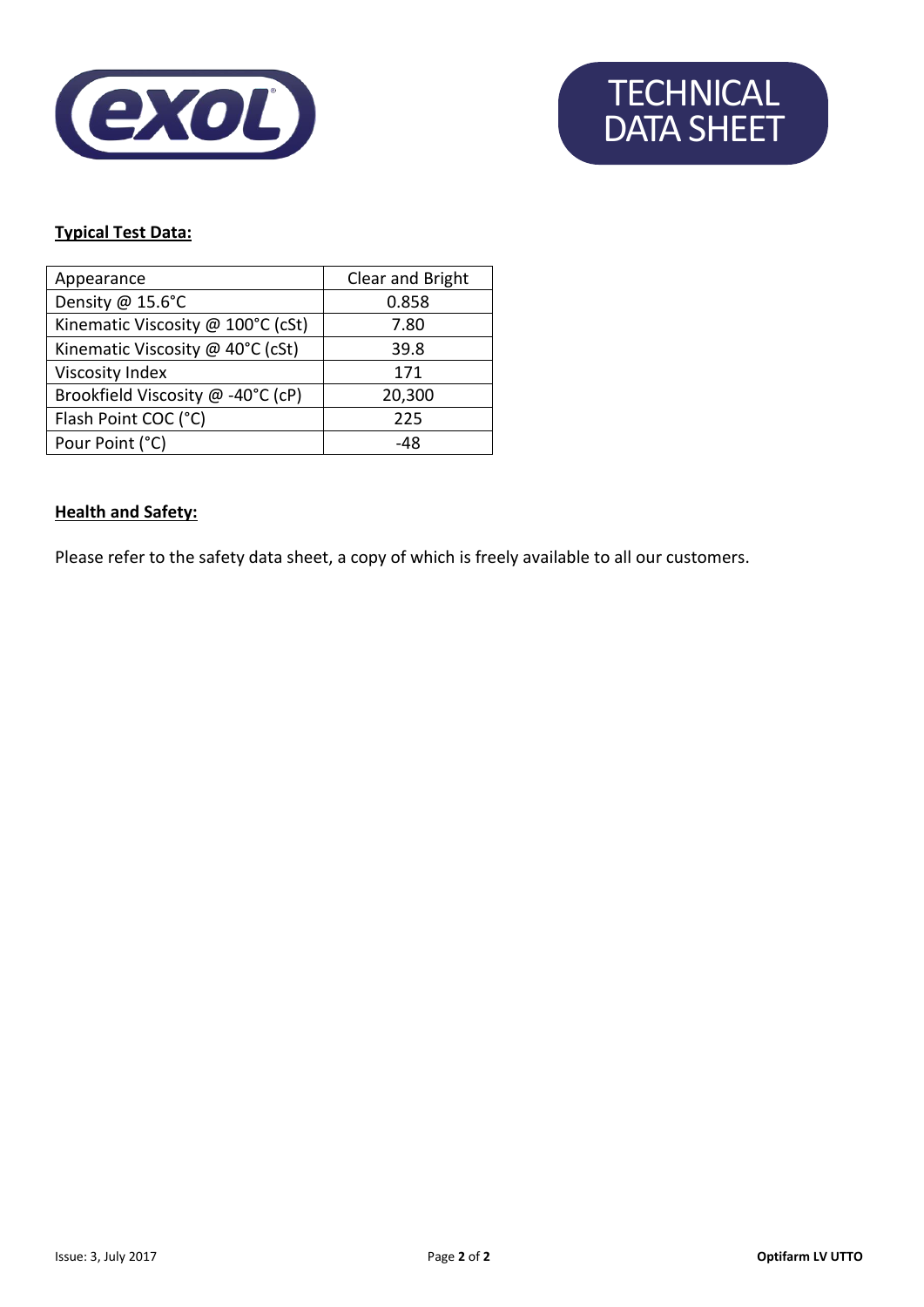**Typical Test Data:**

| | |
|---|---|
| Appearance | Clear and Bright |
| Density @ 15.6°C | 0.858 |
| Kinematic Viscosity @ 100°C (cSt) | 7.80 |
| Kinematic Viscosity @ 40°C (cSt) | 39.8 |
| Viscosity Index | 171 |
| Brookfield Viscosity @ -40°C (cP) | 20,300 |
| Flash Point COC (°C) | 225 |
| Pour Point (°C) | -48 |

**Health and Safety:**

Please refer to the safety data sheet, a copy of which is freely available to all our customers.